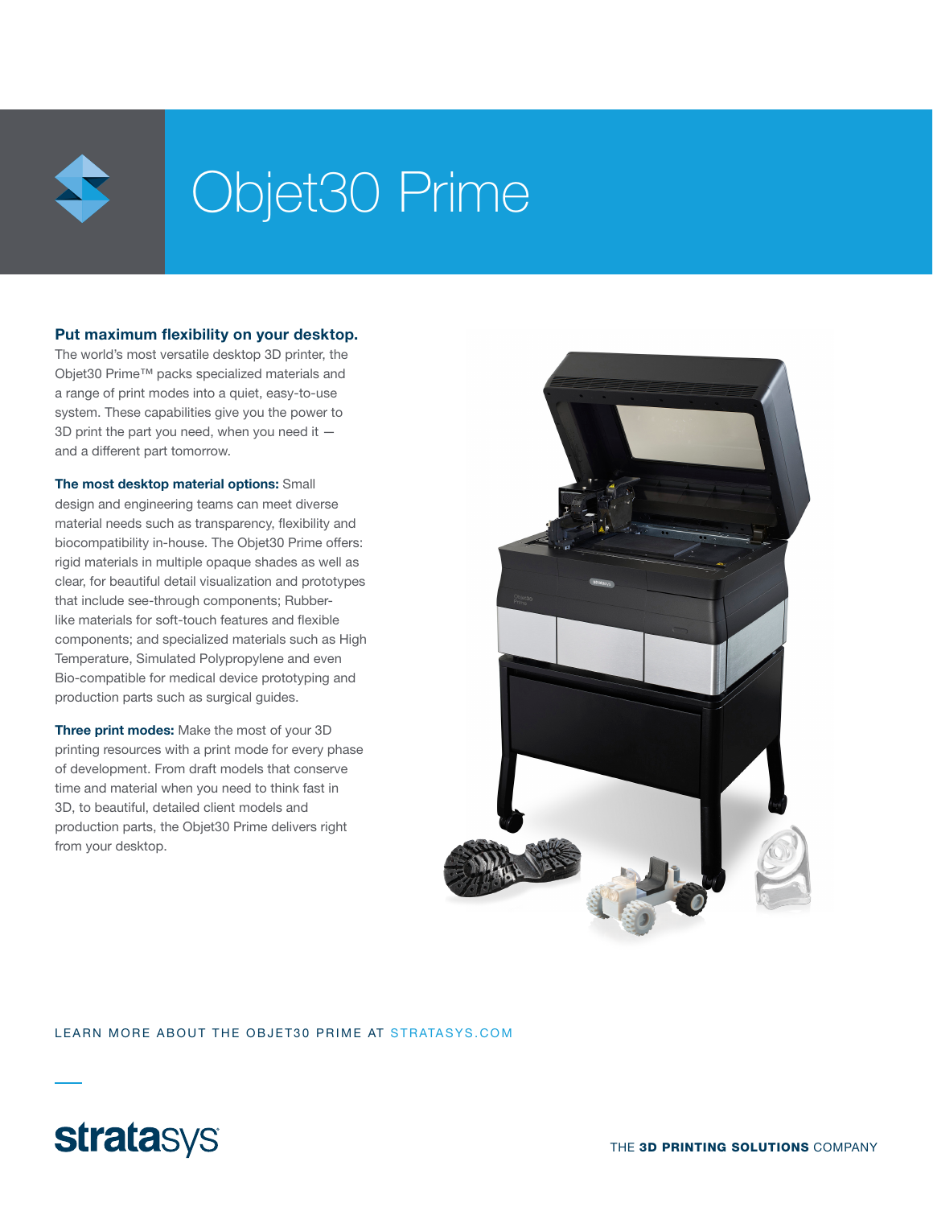# Objet30 Prime

**Put maximum flexibility on your desktop.**
The world's most versatile desktop 3D printer, the Objet30 Prime™ packs specialized materials and a range of print modes into a quiet, easy-to-use system. These capabilities give you the power to 3D print the part you need, when you need it — and a different part tomorrow.

**The most desktop material options:** Small design and engineering teams can meet diverse material needs such as transparency, flexibility and biocompatibility in-house. The Objet30 Prime offers: rigid materials in multiple opaque shades as well as clear, for beautiful detail visualization and prototypes that include see-through components; Rubber-like materials for soft-touch features and flexible components; and specialized materials such as High Temperature, Simulated Polypropylene and even Bio-compatible for medical device prototyping and production parts such as surgical guides.

**Three print modes:** Make the most of your 3D printing resources with a print mode for every phase of development. From draft models that conserve time and material when you need to think fast in 3D, to beautiful, detailed client models and production parts, the Objet30 Prime delivers right from your desktop.

LEARN MORE ABOUT THE OBJET30 PRIME AT STRATASYS.COM

stratasys

THE **3D PRINTING SOLUTIONS** COMPANY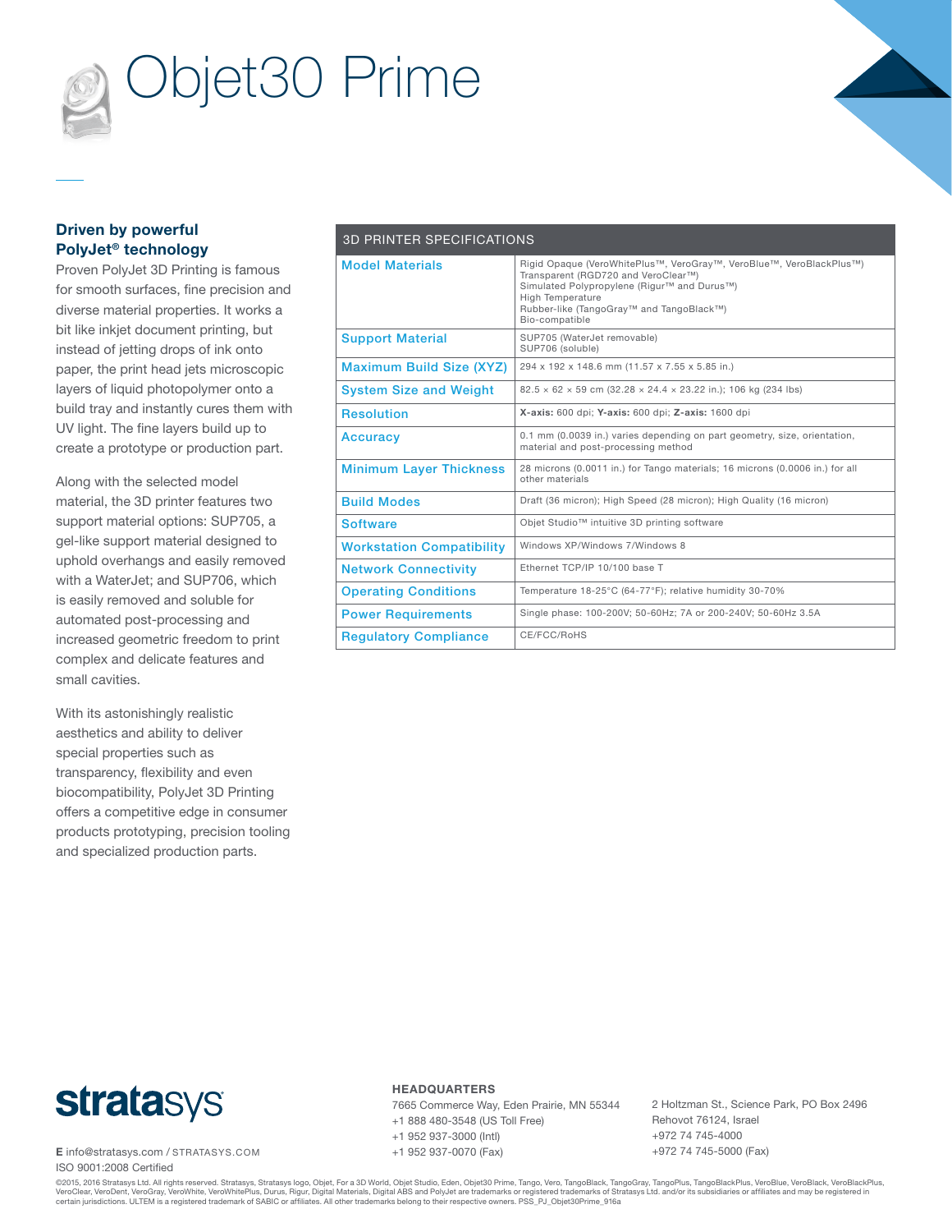# Objet30 Prime

## Driven by powerful PolyJet® technology

Proven PolyJet 3D Printing is famous for smooth surfaces, fine precision and diverse material properties. It works a bit like inkjet document printing, but instead of jetting drops of ink onto paper, the print head jets microscopic layers of liquid photopolymer onto a build tray and instantly cures them with UV light. The fine layers build up to create a prototype or production part.

Along with the selected model material, the 3D printer features two support material options: SUP705, a gel-like support material designed to uphold overhangs and easily removed with a WaterJet; and SUP706, which is easily removed and soluble for automated post-processing and increased geometric freedom to print complex and delicate features and small cavities.

With its astonishingly realistic aesthetics and ability to deliver special properties such as transparency, flexibility and even biocompatibility, PolyJet 3D Printing offers a competitive edge in consumer products prototyping, precision tooling and specialized production parts.

| 3D PRINTER SPECIFICATIONS | |
|---|---|
| Model Materials | Rigid Opaque (VeroWhitePlus™, VeroGray™, VeroBlue™, VeroBlackPlus™)<br>Transparent (RGD720 and VeroClear™)<br>Simulated Polypropylene (Rigur™ and Durus™)<br>High Temperature<br>Rubber-like (TangoGray™ and TangoBlack™)<br>Bio-compatible |
| Support Material | SUP705 (WaterJet removable)<br>SUP706 (soluble) |
| Maximum Build Size (XYZ) | 294 x 192 x 148.6 mm (11.57 x 7.55 x 5.85 in.) |
| System Size and Weight | 82.5 × 62 × 59 cm (32.28 × 24.4 × 23.22 in.); 106 kg (234 lbs) |
| Resolution | **X-axis:** 600 dpi; **Y-axis:** 600 dpi; **Z-axis:** 1600 dpi |
| Accuracy | 0.1 mm (0.0039 in.) varies depending on part geometry, size, orientation, material and post-processing method |
| Minimum Layer Thickness | 28 microns (0.0011 in.) for Tango materials; 16 microns (0.0006 in.) for all other materials |
| Build Modes | Draft (36 micron); High Speed (28 micron); High Quality (16 micron) |
| Software | Objet Studio™ intuitive 3D printing software |
| Workstation Compatibility | Windows XP/Windows 7/Windows 8 |
| Network Connectivity | Ethernet TCP/IP 10/100 base T |
| Operating Conditions | Temperature 18-25°C (64-77°F); relative humidity 30-70% |
| Power Requirements | Single phase: 100-200V; 50-60Hz; 7A or 200-240V; 50-60Hz 3.5A |
| Regulatory Compliance | CE/FCC/RoHS |

stratasys

**E** info@stratasys.com / STRATASYS.COM
ISO 9001:2008 Certified

**HEADQUARTERS**

7665 Commerce Way, Eden Prairie, MN 55344
+1 888 480-3548 (US Toll Free)
+1 952 937-3000 (Intl)
+1 952 937-0070 (Fax)

2 Holtzman St., Science Park, PO Box 2496
Rehovot 76124, Israel
+972 74 745-4000
+972 74 745-5000 (Fax)

©2015, 2016 Stratasys Ltd. All rights reserved. Stratasys, Stratasys logo, Objet, For a 3D World, Objet Studio, Eden, Objet30 Prime, Tango, Vero, TangoBlack, TangoGray, TangoPlus, TangoBlackPlus, VeroBlue, VeroBlack, VeroBlackPlus, VeroClear, VeroDent, VeroGray, VeroWhite, VeroWhitePlus, Durus, Rigur, Digital Materials, Digital ABS and PolyJet are trademarks or registered trademarks of Stratasys Ltd. and/or its subsidiaries or affiliates and may be registered in certain jurisdictions. ULTEM is a registered trademark of SABIC or affiliates. All other trademarks belong to their respective owners. PSS_PJ_Objet30Prime_916a